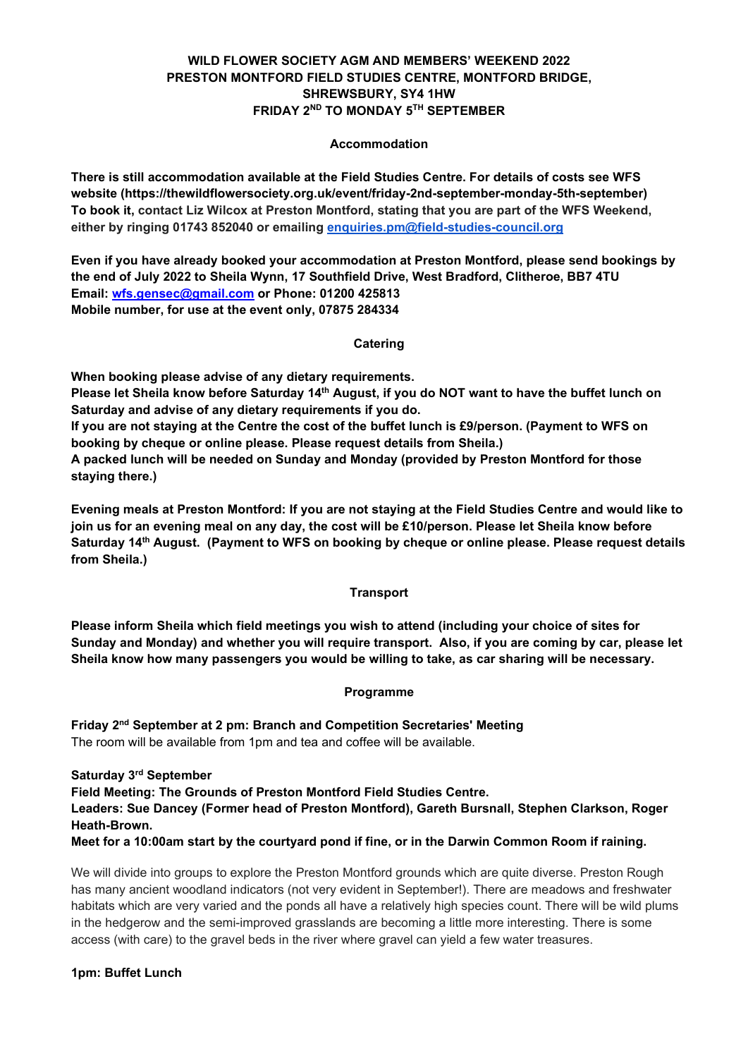# WILD FLOWER SOCIETY AGM AND MEMBERS' WEEKEND 2022
# PRESTON MONTFORD FIELD STUDIES CENTRE, MONTFORD BRIDGE, SHREWSBURY, SY4 1HW
# FRIDAY 2ND TO MONDAY 5TH SEPTEMBER

## Accommodation

**There is still accommodation available at the Field Studies Centre. For details of costs see WFS website (https://thewildflowersociety.org.uk/event/friday-2nd-september-monday-5th-september) To book it, contact Liz Wilcox at Preston Montford, stating that you are part of the WFS Weekend, either by ringing 01743 852040 or emailing [enquiries.pm@field-studies-council.org](mailto:enquiries.pm@field-studies-council.org)**

**Even if you have already booked your accommodation at Preston Montford, please send bookings by the end of July 2022 to Sheila Wynn, 17 Southfield Drive, West Bradford, Clitheroe, BB7 4TU**
**Email: [wfs.gensec@gmail.com](mailto:wfs.gensec@gmail.com) or Phone: 01200 425813**
**Mobile number, for use at the event only, 07875 284334**

## Catering

**When booking please advise of any dietary requirements.**
**Please let Sheila know before Saturday 14th August, if you do NOT want to have the buffet lunch on Saturday and advise of any dietary requirements if you do.**
**If you are not staying at the Centre the cost of the buffet lunch is £9/person. (Payment to WFS on booking by cheque or online please. Please request details from Sheila.)**
**A packed lunch will be needed on Sunday and Monday (provided by Preston Montford for those staying there.)**

**Evening meals at Preston Montford: If you are not staying at the Field Studies Centre and would like to join us for an evening meal on any day, the cost will be £10/person. Please let Sheila know before Saturday 14th August. (Payment to WFS on booking by cheque or online please. Please request details from Sheila.)**

## Transport

**Please inform Sheila which field meetings you wish to attend (including your choice of sites for Sunday and Monday) and whether you will require transport. Also, if you are coming by car, please let Sheila know how many passengers you would be willing to take, as car sharing will be necessary.**

## Programme

**Friday 2nd September at 2 pm: Branch and Competition Secretaries' Meeting**
The room will be available from 1pm and tea and coffee will be available.

**Saturday 3rd September**
**Field Meeting: The Grounds of Preston Montford Field Studies Centre.**
**Leaders: Sue Dancey (Former head of Preston Montford), Gareth Bursnall, Stephen Clarkson, Roger Heath-Brown.**
**Meet for a 10:00am start by the courtyard pond if fine, or in the Darwin Common Room if raining.**

We will divide into groups to explore the Preston Montford grounds which are quite diverse. Preston Rough has many ancient woodland indicators (not very evident in September!). There are meadows and freshwater habitats which are very varied and the ponds all have a relatively high species count. There will be wild plums in the hedgerow and the semi-improved grasslands are becoming a little more interesting. There is some access (with care) to the gravel beds in the river where gravel can yield a few water treasures.

**1pm: Buffet Lunch**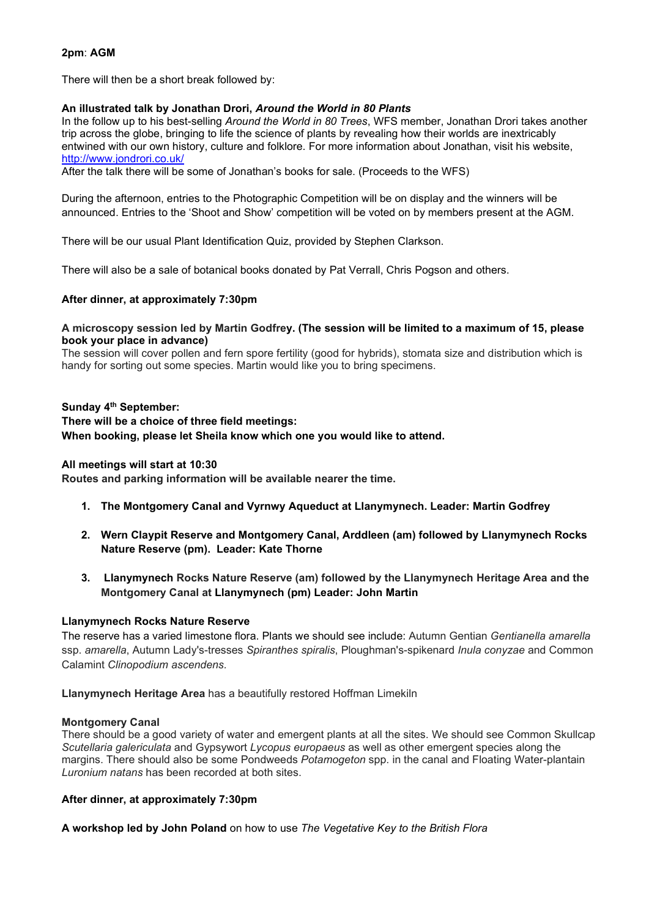**2pm**: **AGM**

There will then be a short break followed by:

**An illustrated talk by Jonathan Drori, *Around the World in 80 Plants***

In the follow up to his best-selling *Around the World in 80 Trees*, WFS member, Jonathan Drori takes another trip across the globe, bringing to life the science of plants by revealing how their worlds are inextricably entwined with our own history, culture and folklore. For more information about Jonathan, visit his website, http://www.jondrori.co.uk/

After the talk there will be some of Jonathan's books for sale. (Proceeds to the WFS)

During the afternoon, entries to the Photographic Competition will be on display and the winners will be announced. Entries to the 'Shoot and Show' competition will be voted on by members present at the AGM.

There will be our usual Plant Identification Quiz, provided by Stephen Clarkson.

There will also be a sale of botanical books donated by Pat Verrall, Chris Pogson and others.

**After dinner, at approximately 7:30pm**

**A microscopy session led by Martin Godfrey. (The session will be limited to a maximum of 15, please book your place in advance)**

The session will cover pollen and fern spore fertility (good for hybrids), stomata size and distribution which is handy for sorting out some species. Martin would like you to bring specimens.

**Sunday 4th September:**

**There will be a choice of three field meetings:**

**When booking, please let Sheila know which one you would like to attend.**

**All meetings will start at 10:30**

**Routes and parking information will be available nearer the time.**

1. **The Montgomery Canal and Vyrnwy Aqueduct at Llanymynech. Leader: Martin Godfrey**
2. **Wern Claypit Reserve and Montgomery Canal, Arddleen (am) followed by Llanymynech Rocks Nature Reserve (pm). Leader: Kate Thorne**
3. **Llanymynech Rocks Nature Reserve (am) followed by the Llanymynech Heritage Area and the Montgomery Canal at Llanymynech (pm) Leader: John Martin**

**Llanymynech Rocks Nature Reserve**

The reserve has a varied limestone flora. Plants we should see include: Autumn Gentian *Gentianella amarella* ssp. *amarella*, Autumn Lady's-tresses *Spiranthes spiralis*, Ploughman's-spikenard *Inula conyzae* and Common Calamint *Clinopodium ascendens*.

**Llanymynech Heritage Area** has a beautifully restored Hoffman Limekiln

**Montgomery Canal**

There should be a good variety of water and emergent plants at all the sites. We should see Common Skullcap *Scutellaria galericulata* and Gypsywort *Lycopus europaeus* as well as other emergent species along the margins. There should also be some Pondweeds *Potamogeton* spp. in the canal and Floating Water-plantain *Luronium natans* has been recorded at both sites.

**After dinner, at approximately 7:30pm**

**A workshop led by John Poland** on how to use *The Vegetative Key to the British Flora*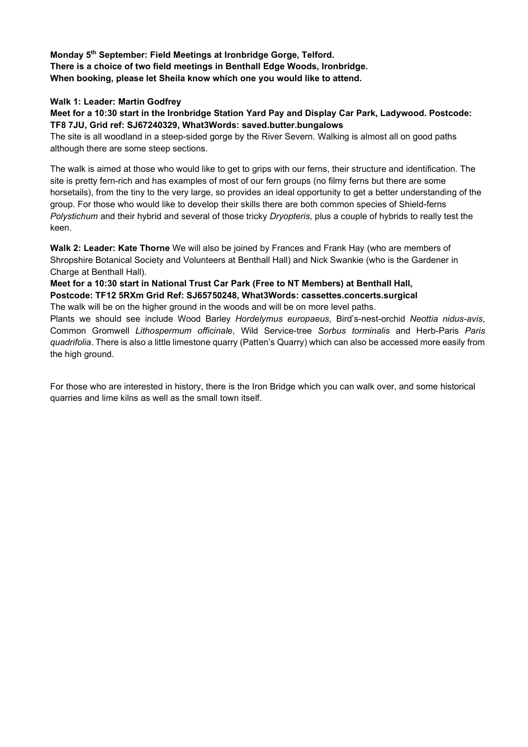**Monday 5th September: Field Meetings at Ironbridge Gorge, Telford.**
**There is a choice of two field meetings in Benthall Edge Woods, Ironbridge.**
**When booking, please let Sheila know which one you would like to attend.**

**Walk 1: Leader: Martin Godfrey**

**Meet for a 10:30 start in the Ironbridge Station Yard Pay and Display Car Park, Ladywood. Postcode: TF8 7JU, Grid ref: SJ67240329, What3Words: saved.butter.bungalows**

The site is all woodland in a steep-sided gorge by the River Severn. Walking is almost all on good paths although there are some steep sections.

The walk is aimed at those who would like to get to grips with our ferns, their structure and identification. The site is pretty fern-rich and has examples of most of our fern groups (no filmy ferns but there are some horsetails), from the tiny to the very large, so provides an ideal opportunity to get a better understanding of the group. For those who would like to develop their skills there are both common species of Shield-ferns *Polystichum* and their hybrid and several of those tricky *Dryopteris,* plus a couple of hybrids to really test the keen.

**Walk 2: Leader: Kate Thorne** We will also be joined by Frances and Frank Hay (who are members of Shropshire Botanical Society and Volunteers at Benthall Hall) and Nick Swankie (who is the Gardener in Charge at Benthall Hall).

**Meet for a 10:30 start in National Trust Car Park (Free to NT Members) at Benthall Hall, Postcode: TF12 5RXm Grid Ref: SJ65750248, What3Words: cassettes.concerts.surgical**

The walk will be on the higher ground in the woods and will be on more level paths.

Plants we should see include Wood Barley *Hordelymus europaeus*, Bird's-nest-orchid *Neottia nidus-avis*, Common Gromwell *Lithospermum officinale*, Wild Service-tree *Sorbus torminalis* and Herb-Paris *Paris quadrifolia*. There is also a little limestone quarry (Patten's Quarry) which can also be accessed more easily from the high ground.

For those who are interested in history, there is the Iron Bridge which you can walk over, and some historical quarries and lime kilns as well as the small town itself.